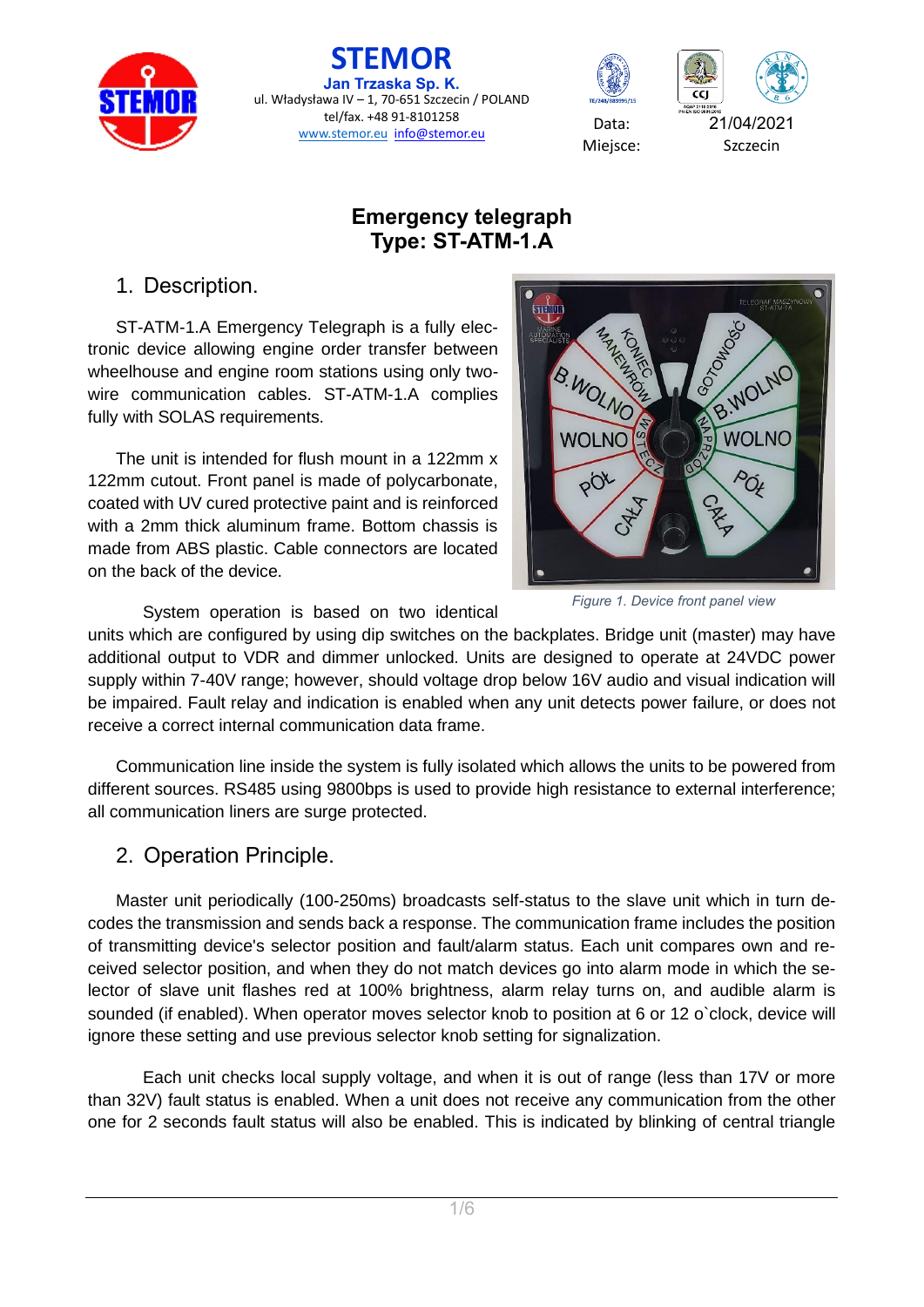STEMOR
Jan Trzaska Sp. K.
ul. Władysława IV – 1, 70-651 Szczecin / POLAND
tel/fax. +48 91-8101258
www.stemor.eu info@stemor.eu

Data: 21/04/2021
Miejsce: Szczecin

# Emergency telegraph
# Type: ST-ATM-1.A

## 1. Description.

ST-ATM-1.A Emergency Telegraph is a fully electronic device allowing engine order transfer between wheelhouse and engine room stations using only two-wire communication cables. ST-ATM-1.A complies fully with SOLAS requirements.

The unit is intended for flush mount in a 122mm x 122mm cutout. Front panel is made of polycarbonate, coated with UV cured protective paint and is reinforced with a 2mm thick aluminum frame. Bottom chassis is made from ABS plastic. Cable connectors are located on the back of the device.

*Figure 1. Device front panel view*

System operation is based on two identical units which are configured by using dip switches on the backplates. Bridge unit (master) may have additional output to VDR and dimmer unlocked. Units are designed to operate at 24VDC power supply within 7-40V range; however, should voltage drop below 16V audio and visual indication will be impaired. Fault relay and indication is enabled when any unit detects power failure, or does not receive a correct internal communication data frame.

Communication line inside the system is fully isolated which allows the units to be powered from different sources. RS485 using 9800bps is used to provide high resistance to external interference; all communication liners are surge protected.

## 2. Operation Principle.

Master unit periodically (100-250ms) broadcasts self-status to the slave unit which in turn decodes the transmission and sends back a response. The communication frame includes the position of transmitting device's selector position and fault/alarm status. Each unit compares own and received selector position, and when they do not match devices go into alarm mode in which the selector of slave unit flashes red at 100% brightness, alarm relay turns on, and audible alarm is sounded (if enabled). When operator moves selector knob to position at 6 or 12 o`clock, device will ignore these setting and use previous selector knob setting for signalization.

Each unit checks local supply voltage, and when it is out of range (less than 17V or more than 32V) fault status is enabled. When a unit does not receive any communication from the other one for 2 seconds fault status will also be enabled. This is indicated by blinking of central triangle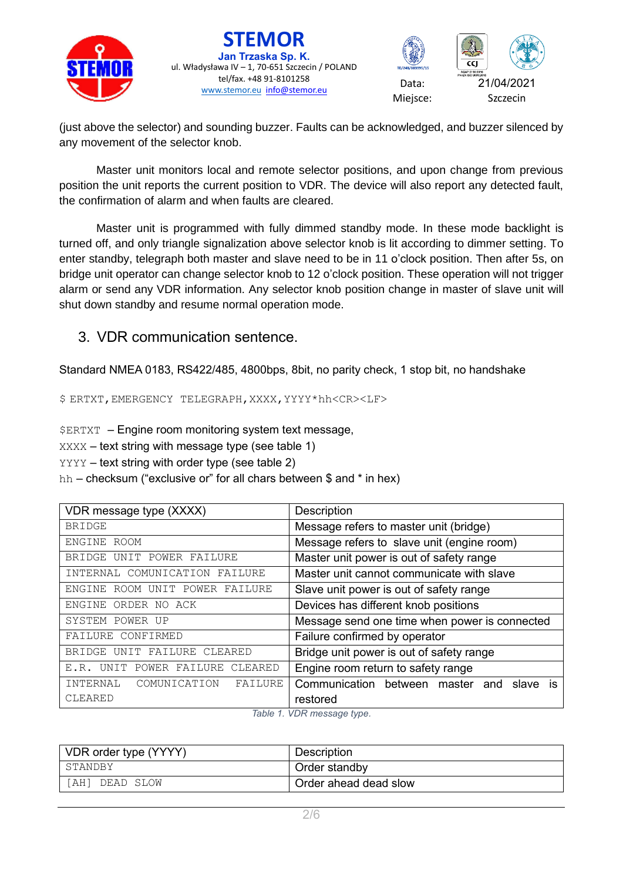(just above the selector) and sounding buzzer. Faults can be acknowledged, and buzzer silenced by any movement of the selector knob.

Master unit monitors local and remote selector positions, and upon change from previous position the unit reports the current position to VDR. The device will also report any detected fault, the confirmation of alarm and when faults are cleared.

Master unit is programmed with fully dimmed standby mode. In these mode backlight is turned off, and only triangle signalization above selector knob is lit according to dimmer setting. To enter standby, telegraph both master and slave need to be in 11 o'clock position. Then after 5s, on bridge unit operator can change selector knob to 12 o'clock position. These operation will not trigger alarm or send any VDR information. Any selector knob position change in master of slave unit will shut down standby and resume normal operation mode.

## 3. VDR communication sentence.

Standard NMEA 0183, RS422/485, 4800bps, 8bit, no parity check, 1 stop bit, no handshake

```
$ ERTXT,EMERGENCY TELEGRAPH,XXXX,YYYY*hh<CR><LF>
```

`$ERTXT` – Engine room monitoring system text message,
`XXXX` – text string with message type (see table 1)
`YYYY` – text string with order type (see table 2)
`hh` – checksum ("exclusive or" for all chars between $ and * in hex)

| VDR message type (XXXX) | Description |
|---|---|
| BRIDGE | Message refers to master unit (bridge) |
| ENGINE ROOM | Message refers to slave unit (engine room) |
| BRIDGE UNIT POWER FAILURE | Master unit power is out of safety range |
| INTERNAL COMUNICATION FAILURE | Master unit cannot communicate with slave |
| ENGINE ROOM UNIT POWER FAILURE | Slave unit power is out of safety range |
| ENGINE ORDER NO ACK | Devices has different knob positions |
| SYSTEM POWER UP | Message send one time when power is connected |
| FAILURE CONFIRMED | Failure confirmed by operator |
| BRIDGE UNIT FAILURE CLEARED | Bridge unit power is out of safety range |
| E.R. UNIT POWER FAILURE CLEARED | Engine room return to safety range |
| INTERNAL COMUNICATION FAILURE CLEARED | Communication between master and slave is restored |

*Table 1. VDR message type.*

| VDR order type (YYYY) | Description |
|---|---|
| STANDBY | Order standby |
| [AH] DEAD SLOW | Order ahead dead slow |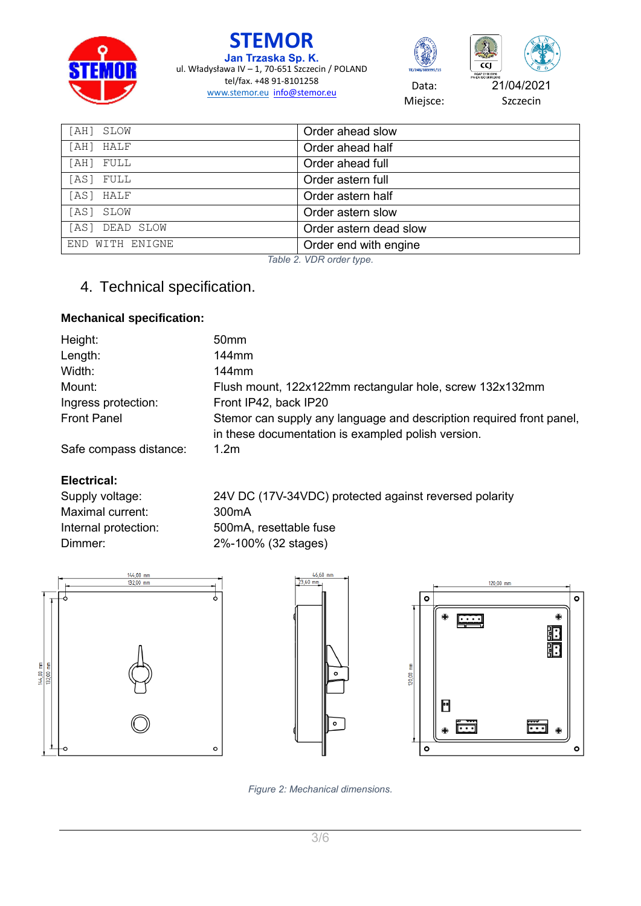| [AH] SLOW | Order ahead slow |
|---|---|
| [AH] HALF | Order ahead half |
| [AH] FULL | Order ahead full |
| [AS] FULL | Order astern full |
| [AS] HALF | Order astern half |
| [AS] SLOW | Order astern slow |
| [AS] DEAD SLOW | Order astern dead slow |
| END WITH ENIGNE | Order end with engine |

*Table 2. VDR order type.*

## 4. Technical specification.

**Mechanical specification:**

| | |
|---|---|
| Height: | 50mm |
| Length: | 144mm |
| Width: | 144mm |
| Mount: | Flush mount, 122x122mm rectangular hole, screw 132x132mm |
| Ingress protection: | Front IP42, back IP20 |
| Front Panel | Stemor can supply any language and description required front panel, in these documentation is exampled polish version. |
| Safe compass distance: | 1.2m |

**Electrical:**

| | |
|---|---|
| Supply voltage: | 24V DC (17V-34VDC) protected against reversed polarity |
| Maximal current: | 300mA |
| Internal protection: | 500mA, resettable fuse |
| Dimmer: | 2%-100% (32 stages) |

*Figure 2: Mechanical dimensions.*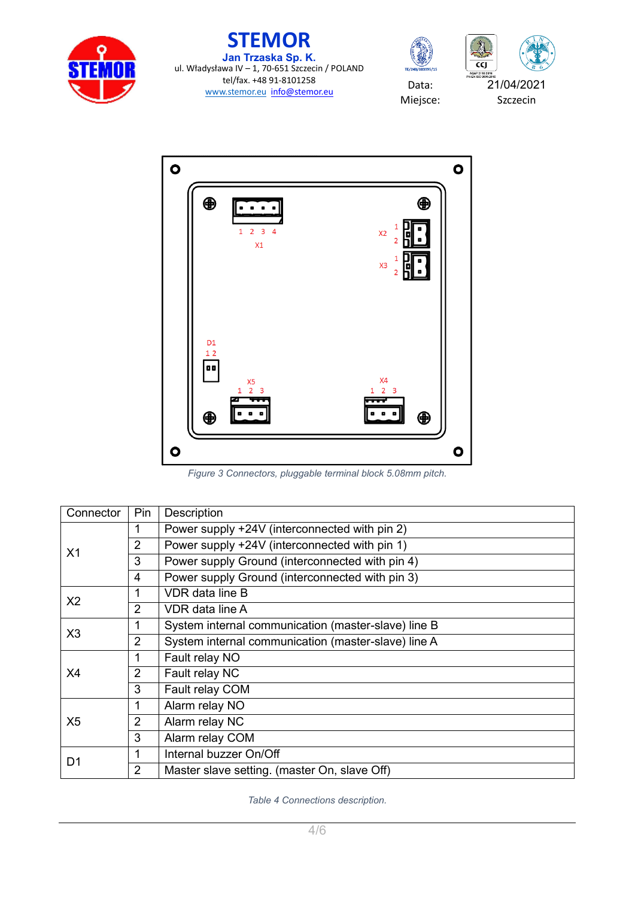Figure 3 Connectors, pluggable terminal block 5.08mm pitch.

| Connector | Pin | Description |
|---|---|---|
| X1 | 1 | Power supply +24V (interconnected with pin 2) |
| | 2 | Power supply +24V (interconnected with pin 1) |
| | 3 | Power supply Ground (interconnected with pin 4) |
| | 4 | Power supply Ground (interconnected with pin 3) |
| X2 | 1 | VDR data line B |
| | 2 | VDR data line A |
| X3 | 1 | System internal communication (master-slave) line B |
| | 2 | System internal communication (master-slave) line A |
| X4 | 1 | Fault relay NO |
| | 2 | Fault relay NC |
| | 3 | Fault relay COM |
| X5 | 1 | Alarm relay NO |
| | 2 | Alarm relay NC |
| | 3 | Alarm relay COM |
| D1 | 1 | Internal buzzer On/Off |
| | 2 | Master slave setting. (master On, slave Off) |

Table 4 Connections description.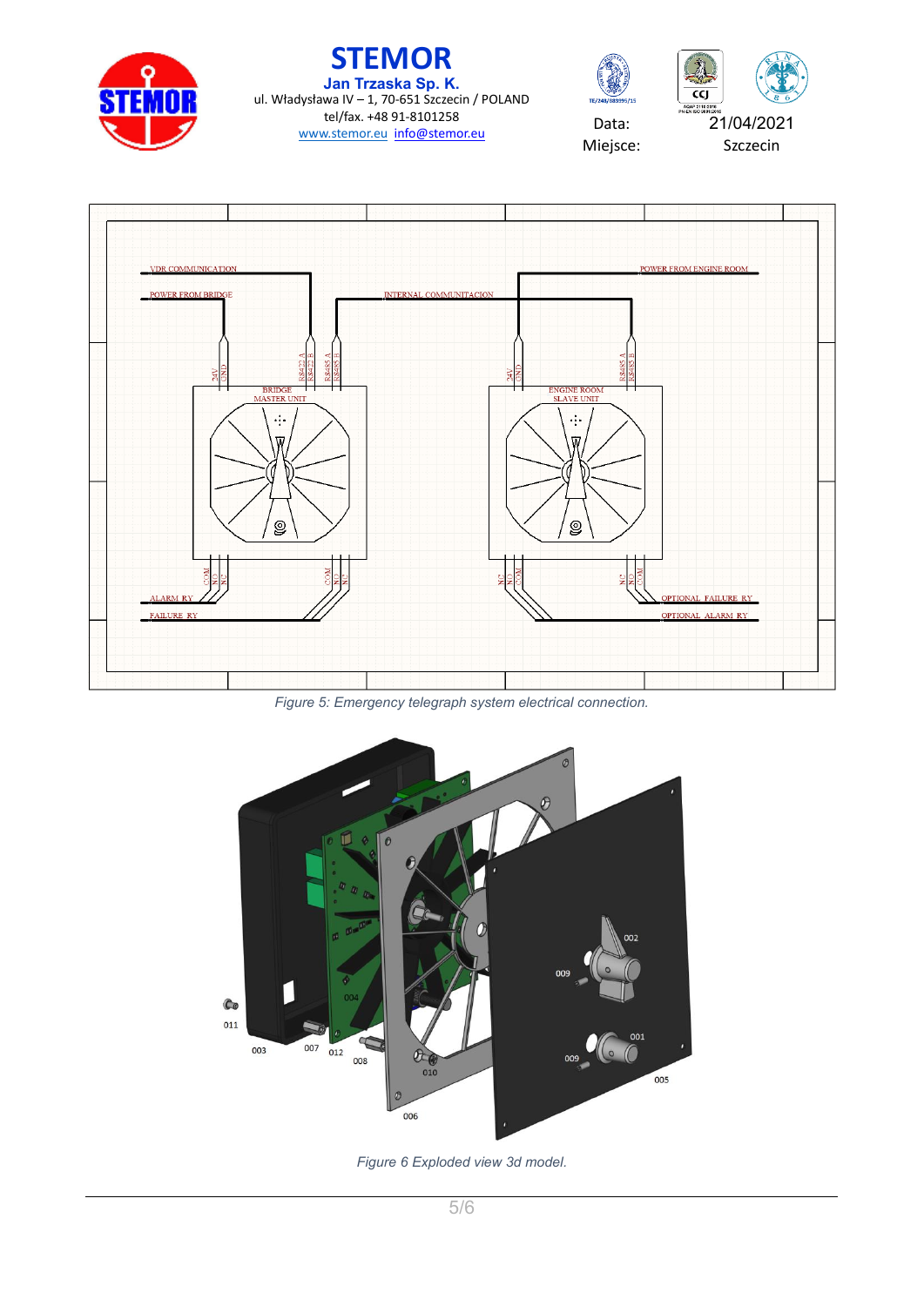Figure 5: Emergency telegraph system electrical connection.

Figure 6 Exploded view 3d model.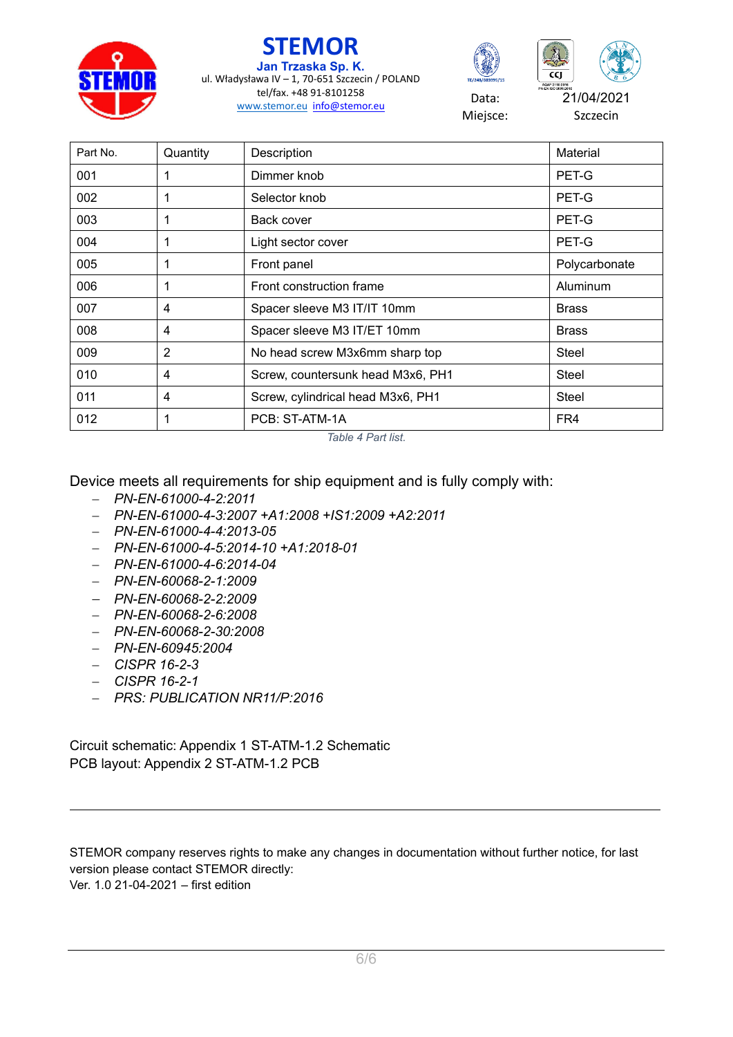**STEMOR**
**Jan Trzaska Sp. K.**
ul. Władysława IV – 1, 70-651 Szczecin / POLAND
tel/fax. +48 91-8101258
www.stemor.eu info@stemor.eu

Data: 21/04/2021
Miejsce: Szczecin

| Part No. | Quantity | Description | Material |
|---|---|---|---|
| 001 | 1 | Dimmer knob | PET-G |
| 002 | 1 | Selector knob | PET-G |
| 003 | 1 | Back cover | PET-G |
| 004 | 1 | Light sector cover | PET-G |
| 005 | 1 | Front panel | Polycarbonate |
| 006 | 1 | Front construction frame | Aluminum |
| 007 | 4 | Spacer sleeve M3 IT/IT 10mm | Brass |
| 008 | 4 | Spacer sleeve M3 IT/ET 10mm | Brass |
| 009 | 2 | No head screw M3x6mm sharp top | Steel |
| 010 | 4 | Screw, countersunk head M3x6, PH1 | Steel |
| 011 | 4 | Screw, cylindrical head M3x6, PH1 | Steel |
| 012 | 1 | PCB: ST-ATM-1A | FR4 |

*Table 4 Part list.*

Device meets all requirements for ship equipment and is fully comply with:

- *PN-EN-61000-4-2:2011*
- *PN-EN-61000-4-3:2007 +A1:2008 +IS1:2009 +A2:2011*
- *PN-EN-61000-4-4:2013-05*
- *PN-EN-61000-4-5:2014-10 +A1:2018-01*
- *PN-EN-61000-4-6:2014-04*
- *PN-EN-60068-2-1:2009*
- *PN-EN-60068-2-2:2009*
- *PN-EN-60068-2-6:2008*
- *PN-EN-60068-2-30:2008*
- *PN-EN-60945:2004*
- *CISPR 16-2-3*
- *CISPR 16-2-1*
- *PRS: PUBLICATION NR11/P:2016*

Circuit schematic: Appendix 1 ST-ATM-1.2 Schematic
PCB layout: Appendix 2 ST-ATM-1.2 PCB

---

STEMOR company reserves rights to make any changes in documentation without further notice, for last version please contact STEMOR directly:
Ver. 1.0 21-04-2021 – first edition